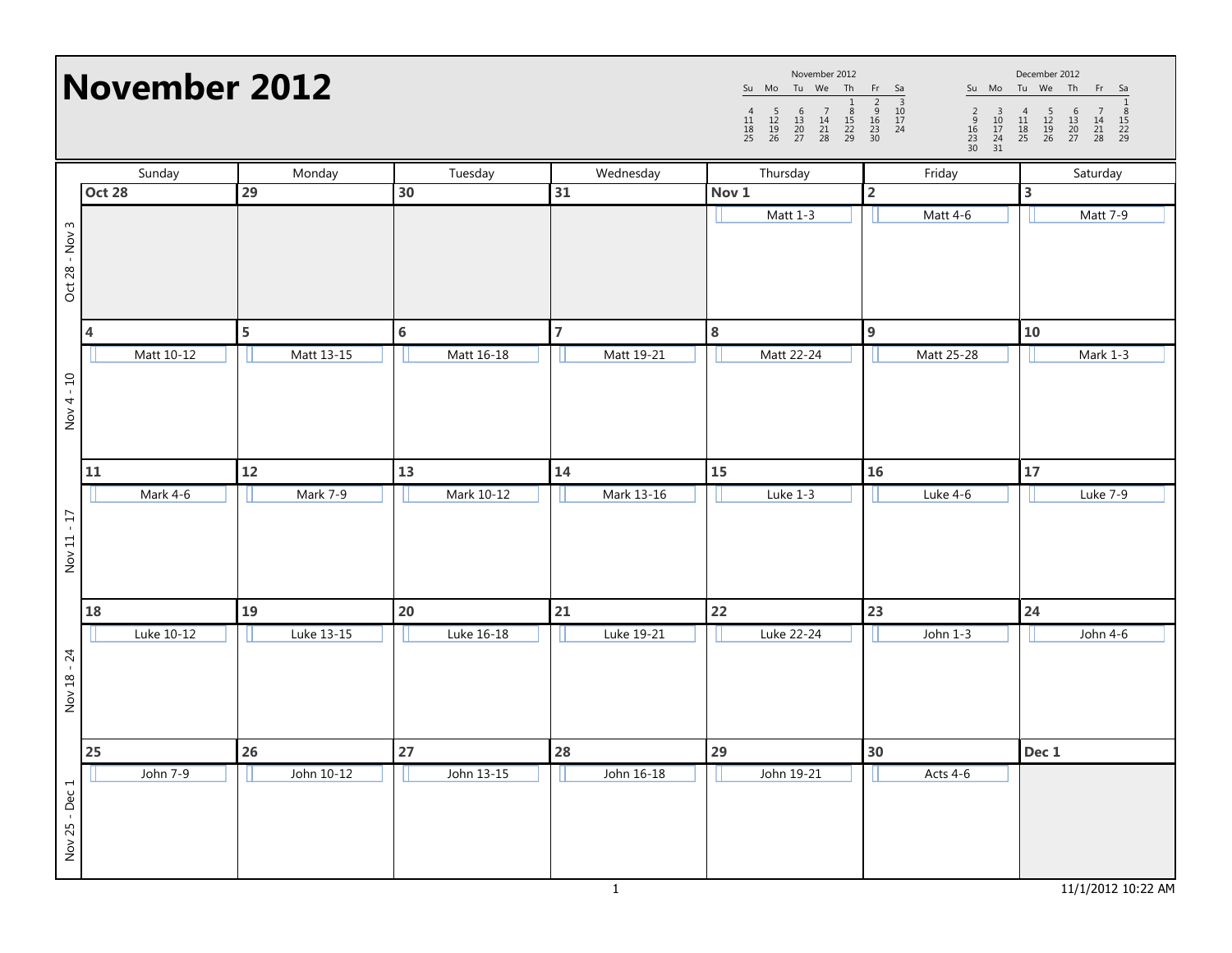# November 2012

| Week | Sunday | Monday | Tuesday | Wednesday | Thursday | Friday | Saturday |
|---|---|---|---|---|---|---|---|
| Oct 28 - Nov 3 | **Oct 28** | **29** | **30** | **31** | **Nov 1** Matt 1-3 | **2** Matt 4-6 | **3** Matt 7-9 |
| Nov 4 - 10 | **4** Matt 10-12 | **5** Matt 13-15 | **6** Matt 16-18 | **7** Matt 19-21 | **8** Matt 22-24 | **9** Matt 25-28 | **10** Mark 1-3 |
| Nov 11 - 17 | **11** Mark 4-6 | **12** Mark 7-9 | **13** Mark 10-12 | **14** Mark 13-16 | **15** Luke 1-3 | **16** Luke 4-6 | **17** Luke 7-9 |
| Nov 18 - 24 | **18** Luke 10-12 | **19** Luke 13-15 | **20** Luke 16-18 | **21** Luke 19-21 | **22** Luke 22-24 | **23** John 1-3 | **24** John 4-6 |
| Nov 25 - Dec 1 | **25** John 7-9 | **26** John 10-12 | **27** John 13-15 | **28** John 16-18 | **29** John 19-21 | **30** Acts 4-6 | **Dec 1** |

November 2012

| Su | Mo | Tu | We | Th | Fr | Sa |
|---|---|---|---|---|---|---|
| | | | | 1 | 2 | 3 |
| 4 | 5 | 6 | 7 | 8 | 9 | 10 |
| 11 | 12 | 13 | 14 | 15 | 16 | 17 |
| 18 | 19 | 20 | 21 | 22 | 23 | 24 |
| 25 | 26 | 27 | 28 | 29 | 30 | |

December 2012

| Su | Mo | Tu | We | Th | Fr | Sa |
|---|---|---|---|---|---|---|
| | | | | | | 1 |
| 2 | 3 | 4 | 5 | 6 | 7 | 8 |
| 9 | 10 | 11 | 12 | 13 | 14 | 15 |
| 16 | 17 | 18 | 19 | 20 | 21 | 22 |
| 23 | 24 | 25 | 26 | 27 | 28 | 29 |
| 30 | 31 | | | | | |

11/1/2012 10:22 AM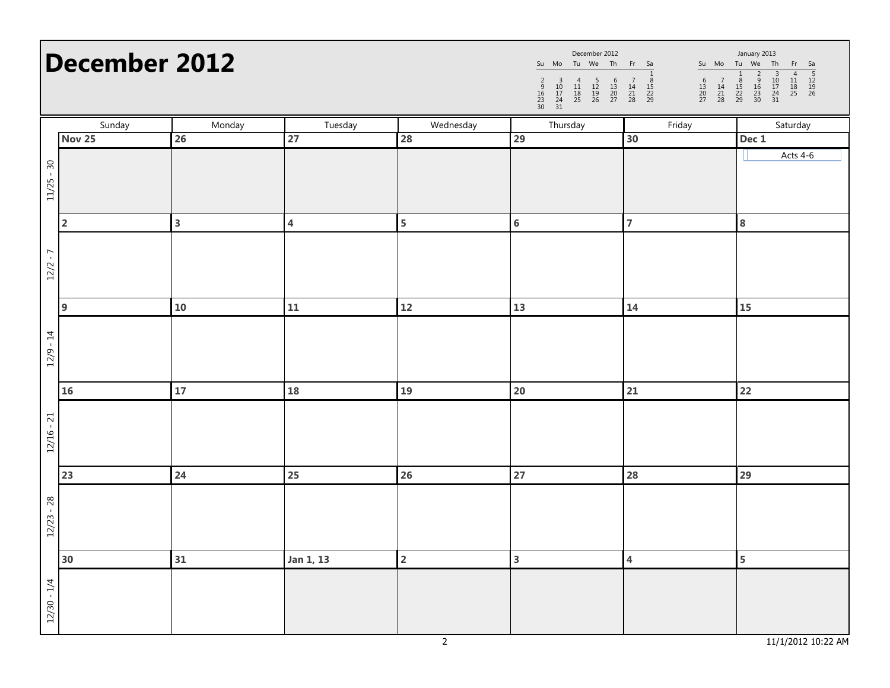# December 2012

**December 2012**

| Su | Mo | Tu | We | Th | Fr | Sa |
|---|---|---|---|---|---|---|
| | | | | | | 1 |
| 2 | 3 | 4 | 5 | 6 | 7 | 8 |
| 9 | 10 | 11 | 12 | 13 | 14 | 15 |
| 16 | 17 | 18 | 19 | 20 | 21 | 22 |
| 23 | 24 | 25 | 26 | 27 | 28 | 29 |
| 30 | 31 | | | | | |

**January 2013**

| Su | Mo | Tu | We | Th | Fr | Sa |
|---|---|---|---|---|---|---|
| | | 1 | 2 | 3 | 4 | 5 |
| 6 | 7 | 8 | 9 | 10 | 11 | 12 |
| 13 | 14 | 15 | 16 | 17 | 18 | 19 |
| 20 | 21 | 22 | 23 | 24 | 25 | 26 |
| 27 | 28 | 29 | 30 | 31 | | |

| | Sunday | Monday | Tuesday | Wednesday | Thursday | Friday | Saturday |
|---|---|---|---|---|---|---|---|
| 11/25 - 30 | **Nov 25** | **26** | **27** | **28** | **29** | **30** | **Dec 1**<br>Acts 4-6 |
| 12/2 - 7 | **2** | **3** | **4** | **5** | **6** | **7** | **8** |
| 12/9 - 14 | **9** | **10** | **11** | **12** | **13** | **14** | **15** |
| 12/16 - 21 | **16** | **17** | **18** | **19** | **20** | **21** | **22** |
| 12/23 - 28 | **23** | **24** | **25** | **26** | **27** | **28** | **29** |
| 12/30 - 1/4 | **30** | **31** | **Jan 1, 13** | **2** | **3** | **4** | **5** |

11/1/2012 10:22 AM